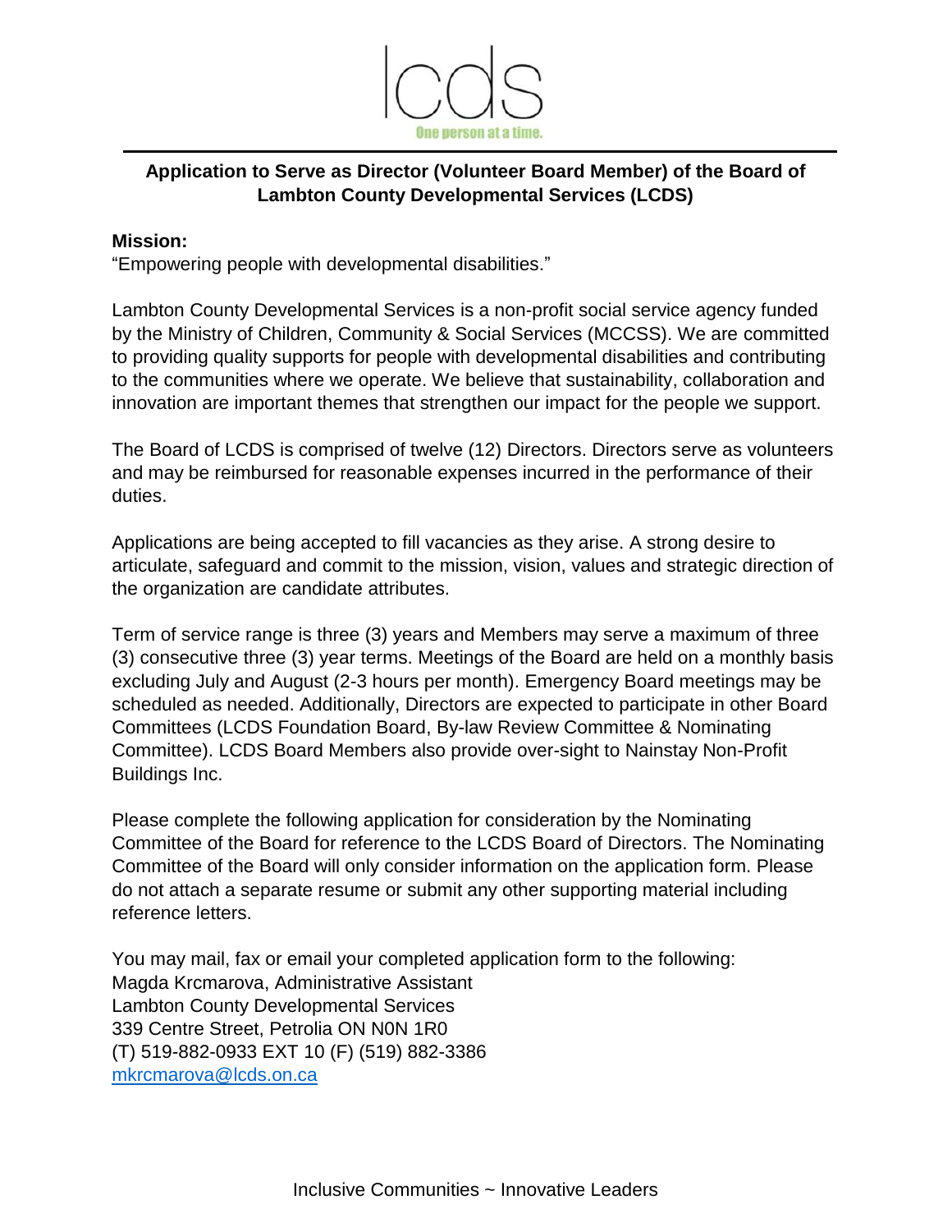lcds

One person at a time.

## Application to Serve as Director (Volunteer Board Member) of the Board of Lambton County Developmental Services (LCDS)

**Mission:**
“Empowering people with developmental disabilities.”

Lambton County Developmental Services is a non-profit social service agency funded by the Ministry of Children, Community & Social Services (MCCSS). We are committed to providing quality supports for people with developmental disabilities and contributing to the communities where we operate. We believe that sustainability, collaboration and innovation are important themes that strengthen our impact for the people we support.

The Board of LCDS is comprised of twelve (12) Directors. Directors serve as volunteers and may be reimbursed for reasonable expenses incurred in the performance of their duties.

Applications are being accepted to fill vacancies as they arise. A strong desire to articulate, safeguard and commit to the mission, vision, values and strategic direction of the organization are candidate attributes.

Term of service range is three (3) years and Members may serve a maximum of three (3) consecutive three (3) year terms. Meetings of the Board are held on a monthly basis excluding July and August (2-3 hours per month). Emergency Board meetings may be scheduled as needed. Additionally, Directors are expected to participate in other Board Committees (LCDS Foundation Board, By-law Review Committee & Nominating Committee). LCDS Board Members also provide over-sight to Nainstay Non-Profit Buildings Inc.

Please complete the following application for consideration by the Nominating Committee of the Board for reference to the LCDS Board of Directors. The Nominating Committee of the Board will only consider information on the application form. Please do not attach a separate resume or submit any other supporting material including reference letters.

You may mail, fax or email your completed application form to the following:
Magda Krcmarova, Administrative Assistant
Lambton County Developmental Services
339 Centre Street, Petrolia ON N0N 1R0
(T) 519-882-0933 EXT 10 (F) (519) 882-3386
mkrcmarova@lcds.on.ca

Inclusive Communities ~ Innovative Leaders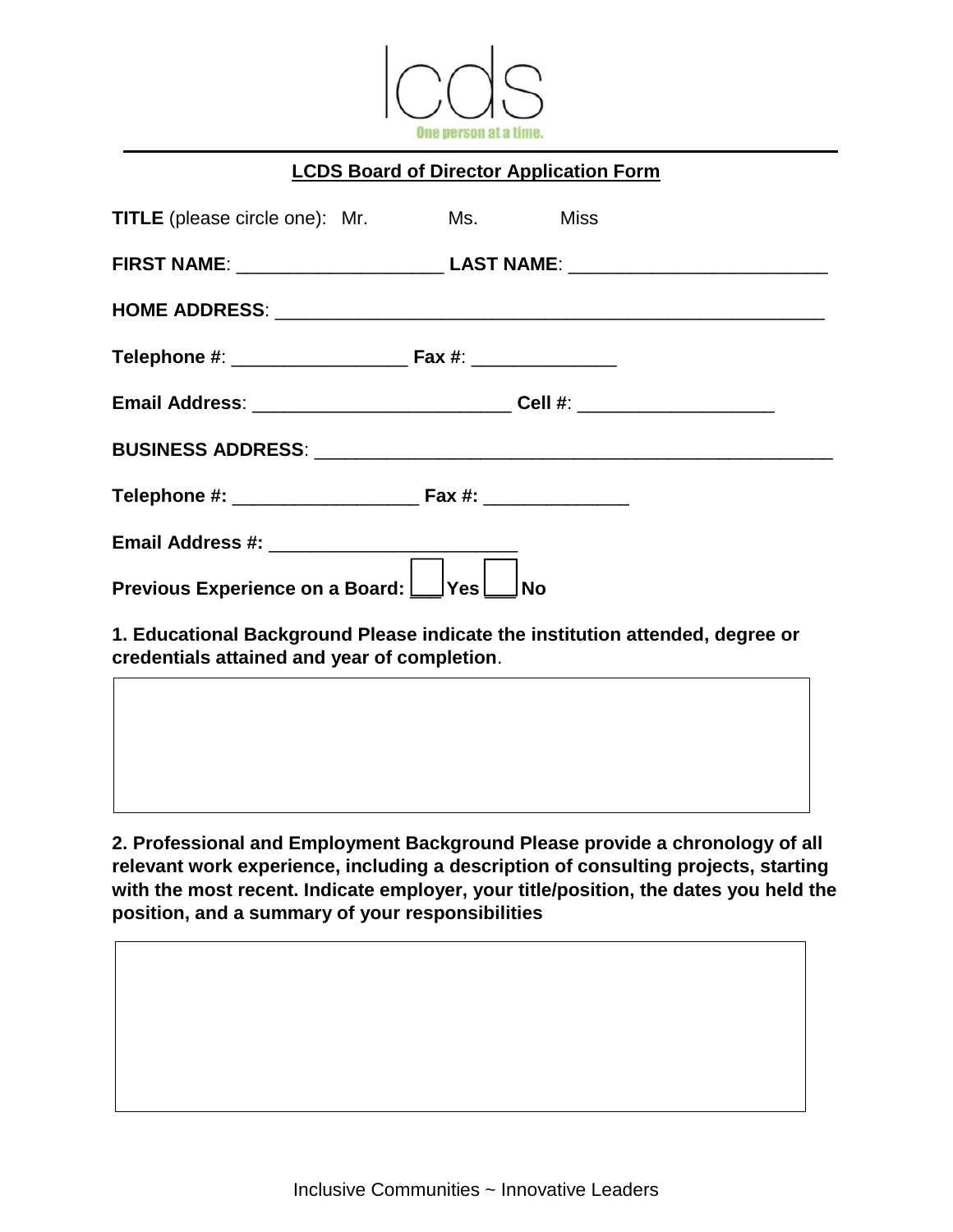lcds

One person at a time.

## LCDS Board of Director Application Form

**TITLE** (please circle one): Mr. Ms. Miss

**FIRST NAME**: ____________________ **LAST NAME**: _________________________

**HOME ADDRESS**: _____________________________________________________

**Telephone #**: _________________ **Fax #**: ______________

**Email Address**: _________________________ **Cell #**: ___________________

**BUSINESS ADDRESS**: __________________________________________________

**Telephone #:** __________________ **Fax #:** ______________

**Email Address #:** ________________________

**Previous Experience on a Board:** ☐ **Yes** ☐ **No**

**1. Educational Background Please indicate the institution attended, degree or credentials attained and year of completion**.

**2. Professional and Employment Background Please provide a chronology of all relevant work experience, including a description of consulting projects, starting with the most recent. Indicate employer, your title/position, the dates you held the position, and a summary of your responsibilities**

Inclusive Communities ~ Innovative Leaders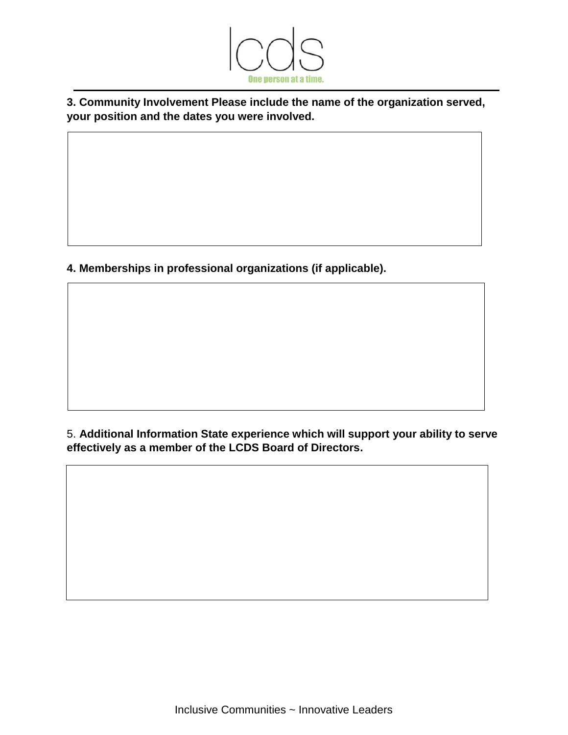**3. Community Involvement Please include the name of the organization served, your position and the dates you were involved.**

**4. Memberships in professional organizations (if applicable).**

5. **Additional Information State experience which will support your ability to serve effectively as a member of the LCDS Board of Directors.**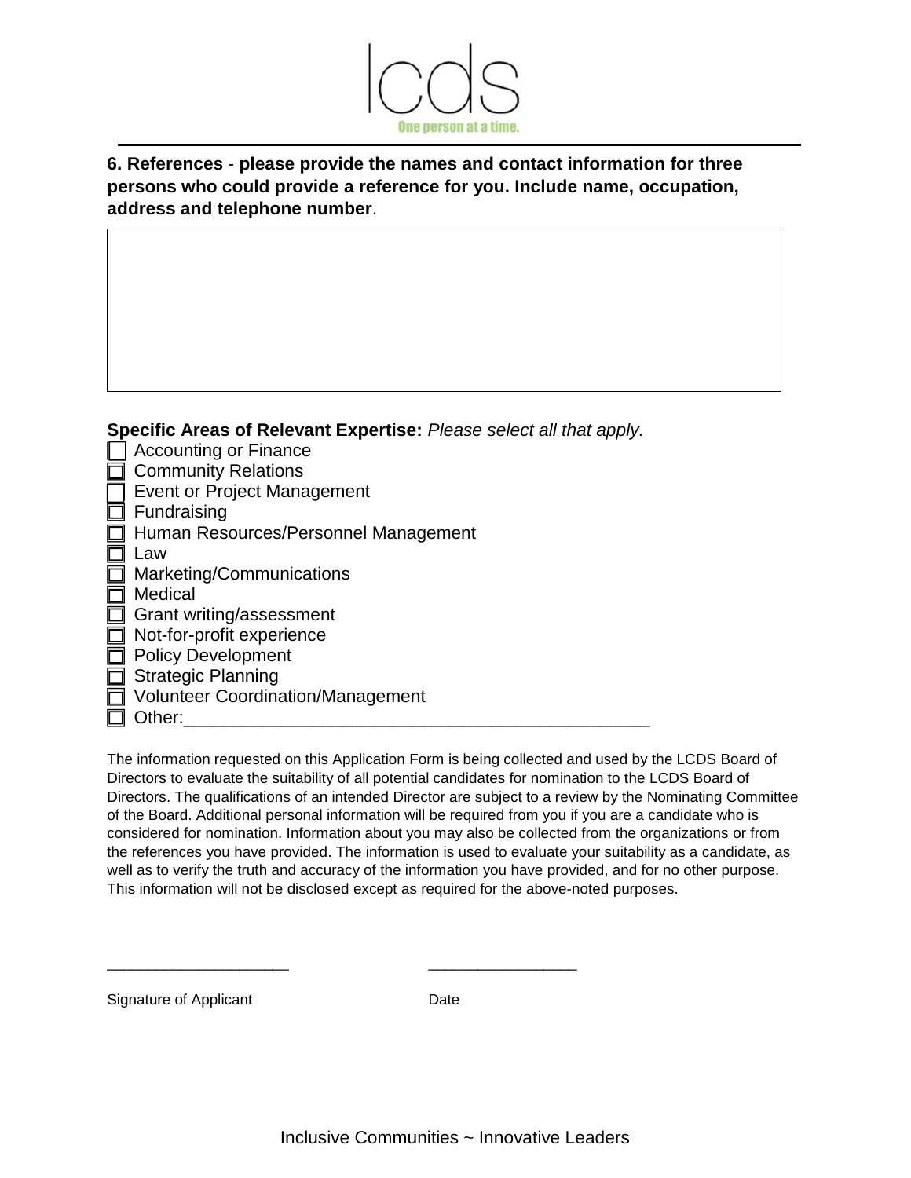**6. References** - **please provide the names and contact information for three persons who could provide a reference for you. Include name, occupation, address and telephone number**.

**Specific Areas of Relevant Expertise:** *Please select all that apply.*

- ☐ Accounting or Finance
- ☐ Community Relations
- ☐ Event or Project Management
- ☐ Fundraising
- ☐ Human Resources/Personnel Management
- ☐ Law
- ☐ Marketing/Communications
- ☐ Medical
- ☐ Grant writing/assessment
- ☐ Not-for-profit experience
- ☐ Policy Development
- ☐ Strategic Planning
- ☐ Volunteer Coordination/Management
- ☐ Other:_______________________________________________

The information requested on this Application Form is being collected and used by the LCDS Board of Directors to evaluate the suitability of all potential candidates for nomination to the LCDS Board of Directors. The qualifications of an intended Director are subject to a review by the Nominating Committee of the Board. Additional personal information will be required from you if you are a candidate who is considered for nomination. Information about you may also be collected from the organizations or from the references you have provided. The information is used to evaluate your suitability as a candidate, as well as to verify the truth and accuracy of the information you have provided, and for no other purpose. This information will not be disclosed except as required for the above-noted purposes.

_____________________ &nbsp;&nbsp;&nbsp;&nbsp;&nbsp;&nbsp;&nbsp;&nbsp; _________________

Signature of Applicant &nbsp;&nbsp;&nbsp;&nbsp;&nbsp;&nbsp;&nbsp;&nbsp; Date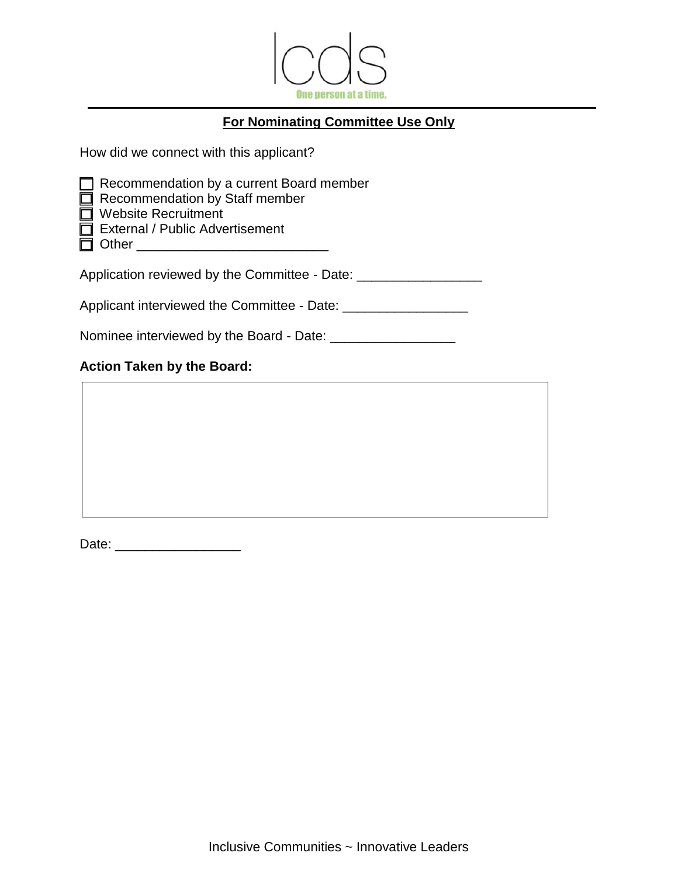lcds

One person at a time.

**For Nominating Committee Use Only**

How did we connect with this applicant?

- ☐ Recommendation by a current Board member
- ☐ Recommendation by Staff member
- ☐ Website Recruitment
- ☐ External / Public Advertisement
- ☐ Other ___________________________

Application reviewed by the Committee - Date: _________________

Applicant interviewed the Committee - Date: _________________

Nominee interviewed by the Board - Date: _________________

**Action Taken by the Board:**

| |
|---|
| |

Date: _________________

Inclusive Communities ~ Innovative Leaders